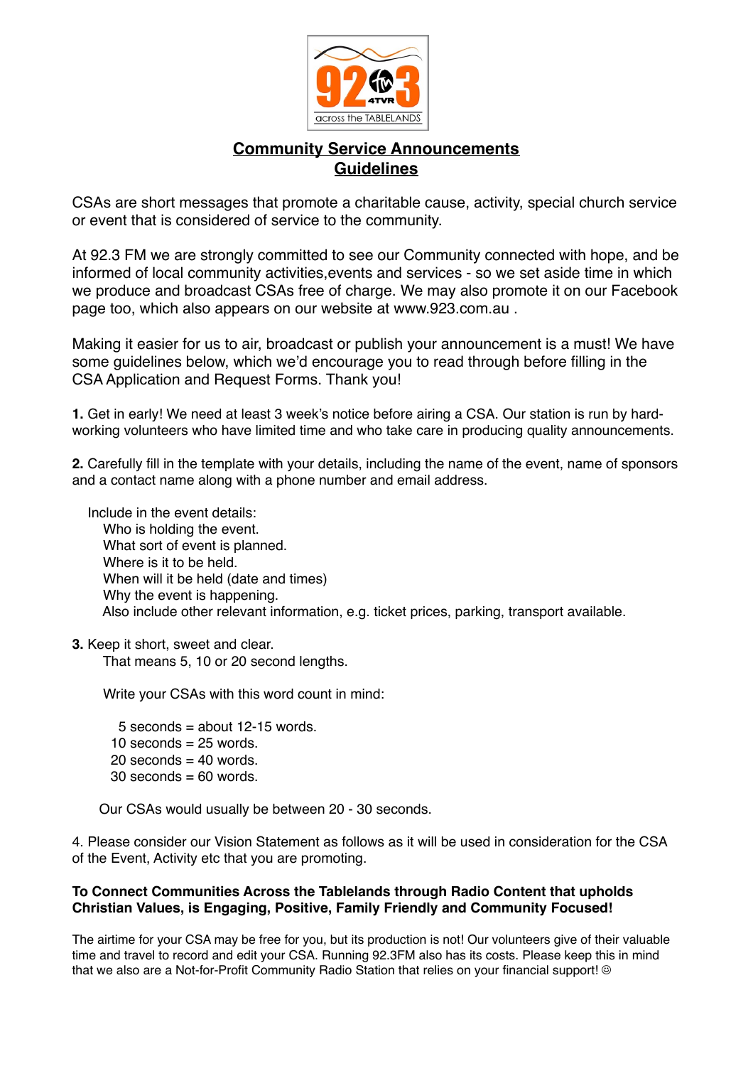## Community Service Announcements Guidelines

CSAs are short messages that promote a charitable cause, activity, special church service or event that is considered of service to the community.

At 92.3 FM we are strongly committed to see our Community connected with hope, and be informed of local community activities,events and services - so we set aside time in which we produce and broadcast CSAs free of charge. We may also promote it on our Facebook page too, which also appears on our website at www.923.com.au .

Making it easier for us to air, broadcast or publish your announcement is a must! We have some guidelines below, which we'd encourage you to read through before filling in the CSA Application and Request Forms. Thank you!

**1.** Get in early! We need at least 3 week's notice before airing a CSA. Our station is run by hard-working volunteers who have limited time and who take care in producing quality announcements.

**2.** Carefully fill in the template with your details, including the name of the event, name of sponsors and a contact name along with a phone number and email address.

Include in the event details:
- Who is holding the event.
- What sort of event is planned.
- Where is it to be held.
- When will it be held (date and times)
- Why the event is happening.
- Also include other relevant information, e.g. ticket prices, parking, transport available.

**3.** Keep it short, sweet and clear.
That means 5, 10 or 20 second lengths.

Write your CSAs with this word count in mind:

- 5 seconds = about 12-15 words.
- 10 seconds = 25 words.
- 20 seconds = 40 words.
- 30 seconds = 60 words.

Our CSAs would usually be between 20 - 30 seconds.

4. Please consider our Vision Statement as follows as it will be used in consideration for the CSA of the Event, Activity etc that you are promoting.

**To Connect Communities Across the Tablelands through Radio Content that upholds Christian Values, is Engaging, Positive, Family Friendly and Community Focused!**

The airtime for your CSA may be free for you, but its production is not! Our volunteers give of their valuable time and travel to record and edit your CSA. Running 92.3FM also has its costs. Please keep this in mind that we also are a Not-for-Profit Community Radio Station that relies on your financial support! ☺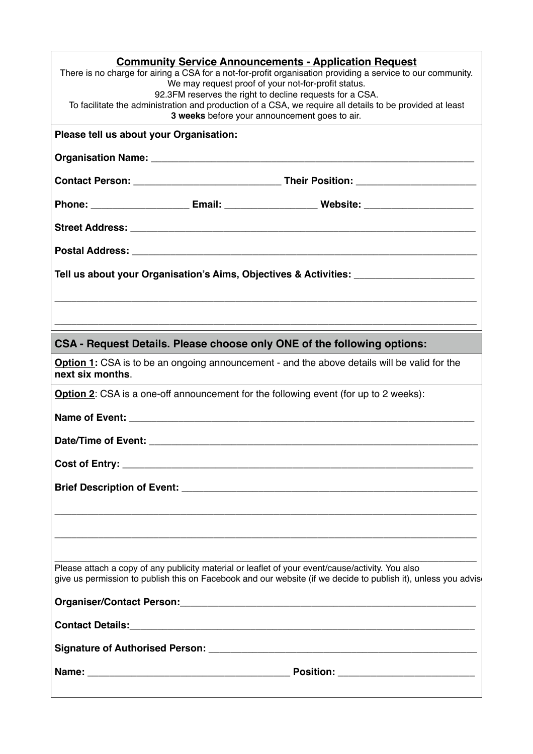## Community Service Announcements - Application Request

There is no charge for airing a CSA for a not-for-profit organisation providing a service to our community.
We may request proof of your not-for-profit status.
92.3FM reserves the right to decline requests for a CSA.
To facilitate the administration and production of a CSA, we require all details to be provided at least **3 weeks** before your announcement goes to air.

**Please tell us about your Organisation:**

**Organisation Name:** ____________________________________________________________

**Contact Person:** ___________________________ **Their Position:** ______________________

**Phone:** _________________ **Email:** ________________ **Website:** ___________________

**Street Address:** ______________________________________________________________

**Postal Address:** ______________________________________________________________

**Tell us about your Organisation's Aims, Objectives & Activities:** _____________________

_________________________________________________________________________

_________________________________________________________________________

### CSA - Request Details. Please choose only ONE of the following options:

**Option 1:** CSA is to be an ongoing announcement - and the above details will be valid for the **next six months**.

**Option 2**: CSA is a one-off announcement for the following event (for up to 2 weeks):

**Name of Event:** _______________________________________________________________

**Date/Time of Event:** ___________________________________________________________

**Cost of Entry:** ________________________________________________________________

**Brief Description of Event:** _____________________________________________________

_________________________________________________________________________

_________________________________________________________________________

_________________________________________________________________________

Please attach a copy of any publicity material or leaflet of your event/cause/activity. You also give us permission to publish this on Facebook and our website (if we decide to publish it), unless you advis

**Organiser/Contact Person:**_______________________________________________________

**Contact Details:**_______________________________________________________________

**Signature of Authorised Person:** _________________________________________________

**Name:** ____________________________________ **Position:** ________________________